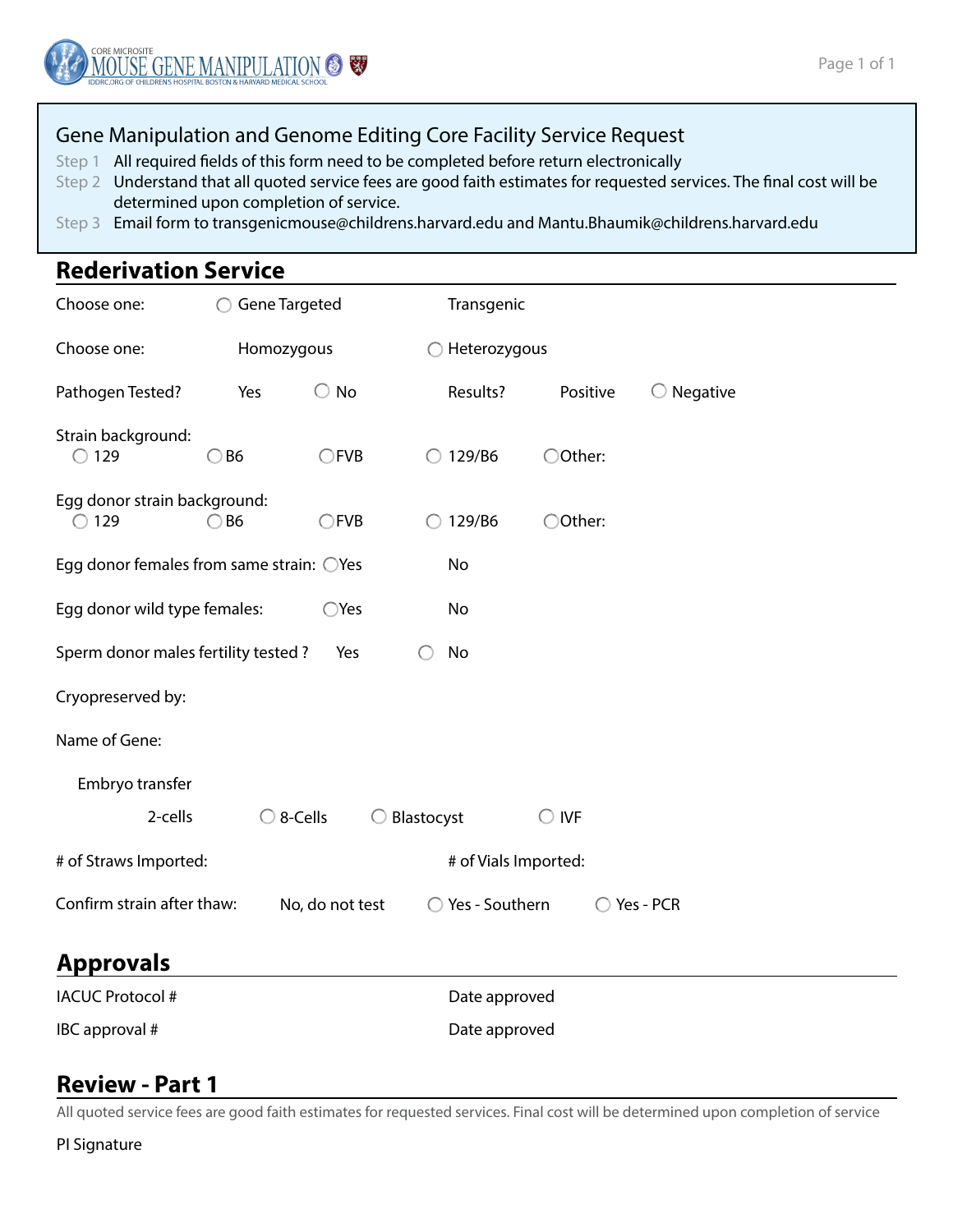CORE MICROSITE
MOUSE GENE MANIPULATION
IDDRC.ORG OF CHILDREN'S HOSPITAL BOSTON & HARVARD MEDICAL SCHOOL

## Gene Manipulation and Genome Editing Core Facility Service Request

Step 1 All required fields of this form need to be completed before return electronically

Step 2 Understand that all quoted service fees are good faith estimates for requested services. The final cost will be determined upon completion of service.

Step 3 Email form to transgenicmouse@childrens.harvard.edu and Mantu.Bhaumik@childrens.harvard.edu

## Rederivation Service

Choose one: ◯ Gene Targeted Transgenic

Choose one: Homozygous ◯ Heterozygous

Pathogen Tested? Yes ◯ No Results? Positive ◯ Negative

Strain background:
◯ 129 ◯ B6 ◯ FVB ◯ 129/B6 ◯ Other:

Egg donor strain background:
◯ 129 ◯ B6 ◯ FVB ◯ 129/B6 ◯ Other:

Egg donor females from same strain: ◯ Yes No

Egg donor wild type females: ◯ Yes No

Sperm donor males fertility tested ? Yes ◯ No

Cryopreserved by:

Name of Gene:

Embryo transfer

2-cells ◯ 8-Cells ◯ Blastocyst ◯ IVF

# of Straws Imported: # of Vials Imported:

Confirm strain after thaw: No, do not test ◯ Yes - Southern ◯ Yes - PCR

## Approvals

IACUC Protocol # Date approved

IBC approval # Date approved

## Review - Part 1

All quoted service fees are good faith estimates for requested services. Final cost will be determined upon completion of service

PI Signature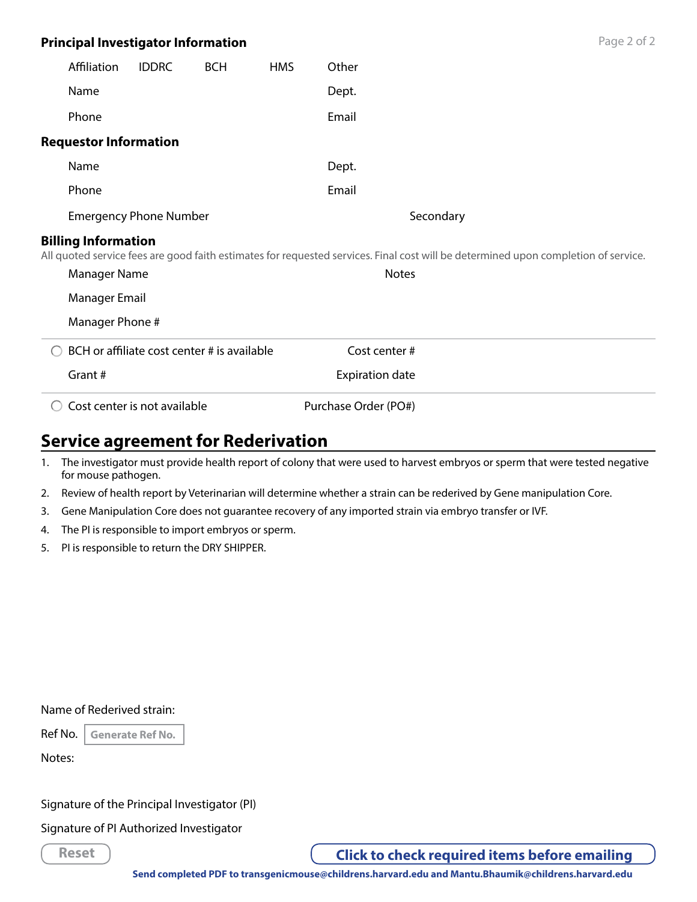## Principal Investigator Information

Affiliation IDDRC BCH HMS Other

Name Dept.

Phone Email

## Requestor Information

Name Dept.

Phone Email

Emergency Phone Number Secondary

## Billing Information

All quoted service fees are good faith estimates for requested services. Final cost will be determined upon completion of service.

Manager Name Notes

Manager Email

Manager Phone #

○ BCH or affiliate cost center # is available Cost center #

Grant # Expiration date

○ Cost center is not available Purchase Order (PO#)

# Service agreement for Rederivation

1. The investigator must provide health report of colony that were used to harvest embryos or sperm that were tested negative for mouse pathogen.
2. Review of health report by Veterinarian will determine whether a strain can be rederived by Gene manipulation Core.
3. Gene Manipulation Core does not guarantee recovery of any imported strain via embryo transfer or IVF.
4. The PI is responsible to import embryos or sperm.
5. PI is responsible to return the DRY SHIPPER.

Name of Rederived strain:

Ref No. Generate Ref No.

Notes:

Signature of the Principal Investigator (PI)

Signature of PI Authorized Investigator

Reset

Click to check required items before emailing

**Send completed PDF to transgenicmouse@childrens.harvard.edu and Mantu.Bhaumik@childrens.harvard.edu**